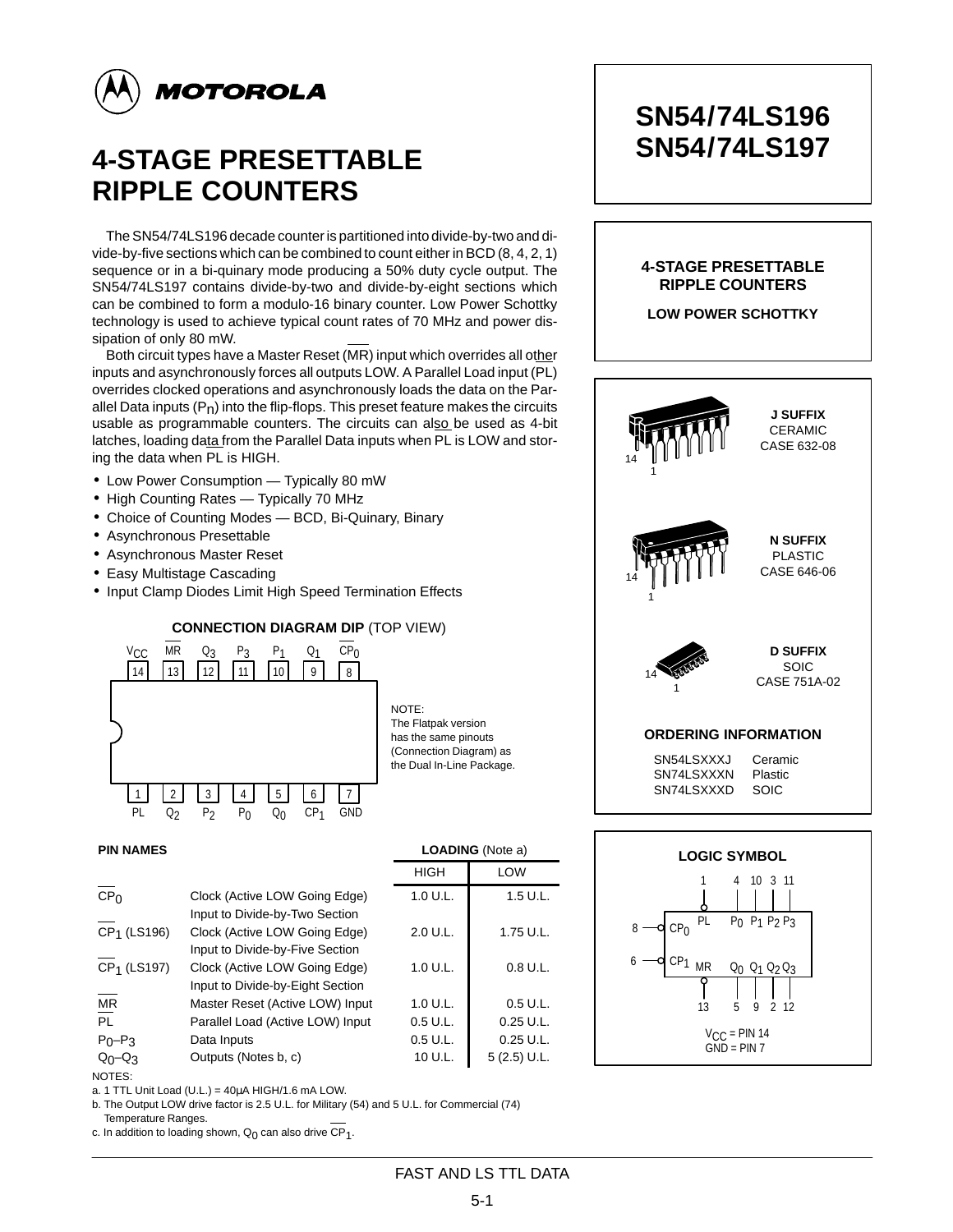# MOTOROLA

# 4-STAGE PRESETTABLE RIPPLE COUNTERS

The SN54/74LS196 decade counter is partitioned into divide-by-two and divide-by-five sections which can be combined to count either in BCD (8, 4, 2, 1) sequence or in a bi-quinary mode producing a 50% duty cycle output. The SN54/74LS197 contains divide-by-two and divide-by-eight sections which can be combined to form a modulo-16 binary counter. Low Power Schottky technology is used to achieve typical count rates of 70 MHz and power dissipation of only 80 mW.

Both circuit types have a Master Reset ($\overline{MR}$) input which overrides all other inputs and asynchronously forces all outputs LOW. A Parallel Load input ($\overline{PL}$) overrides clocked operations and asynchronously loads the data on the Parallel Data inputs ($P_n$) into the flip-flops. This preset feature makes the circuits usable as programmable counters. The circuits can also be used as 4-bit latches, loading data from the Parallel Data inputs when $\overline{PL}$ is LOW and storing the data when $\overline{PL}$ is HIGH.

- Low Power Consumption — Typically 80 mW
- High Counting Rates — Typically 70 MHz
- Choice of Counting Modes — BCD, Bi-Quinary, Binary
- Asynchronous Presettable
- Asynchronous Master Reset
- Easy Multistage Cascading
- Input Clamp Diodes Limit High Speed Termination Effects

## SN54/74LS196
## SN54/74LS197

**4-STAGE PRESETTABLE RIPPLE COUNTERS**

**LOW POWER SCHOTTKY**

**J SUFFIX**
CERAMIC
CASE 632-08

**N SUFFIX**
PLASTIC
CASE 646-06

**D SUFFIX**
SOIC
CASE 751A-02

**ORDERING INFORMATION**

| | |
|---|---|
| SN54LSXXXJ | Ceramic |
| SN74LSXXXN | Plastic |
| SN74LSXXXD | SOIC |

**CONNECTION DIAGRAM DIP** (TOP VIEW)

| Pin | 14 | 13 | 12 | 11 | 10 | 9 | 8 |
|---|---|---|---|---|---|---|---|
| Name | $V_{CC}$ | $\overline{MR}$ | $Q_3$ | $P_3$ | $P_1$ | $Q_1$ | $\overline{CP_0}$ |

| Pin | 1 | 2 | 3 | 4 | 5 | 6 | 7 |
|---|---|---|---|---|---|---|---|
| Name | $\overline{PL}$ | $Q_2$ | $P_2$ | $P_0$ | $Q_0$ | $\overline{CP_1}$ | GND |

NOTE:
The Flatpak version has the same pinouts (Connection Diagram) as the Dual In-Line Package.

**LOGIC SYMBOL**

Inputs: $\overline{PL}$ (1), $P_0$ (4), $P_1$ (10), $P_2$ (3), $P_3$ (11), $\overline{CP_0}$ (8), $\overline{CP_1}$ (6), $\overline{MR}$ (13)
Outputs: $Q_0$ (5), $Q_1$ (9), $Q_2$ (2), $Q_3$ (12)

$V_{CC}$ = PIN 14
GND = PIN 7

**PIN NAMES**

| PIN NAMES | | LOADING (Note a) HIGH | LOW |
|---|---|---|---|
| $\overline{CP_0}$ | Clock (Active LOW Going Edge) Input to Divide-by-Two Section | 1.0 U.L. | 1.5 U.L. |
| $\overline{CP_1}$ (LS196) | Clock (Active LOW Going Edge) Input to Divide-by-Five Section | 2.0 U.L. | 1.75 U.L. |
| $\overline{CP_1}$ (LS197) | Clock (Active LOW Going Edge) Input to Divide-by-Eight Section | 1.0 U.L. | 0.8 U.L. |
| $\overline{MR}$ | Master Reset (Active LOW) Input | 1.0 U.L. | 0.5 U.L. |
| $\overline{PL}$ | Parallel Load (Active LOW) Input | 0.5 U.L. | 0.25 U.L. |
| $P_0$–$P_3$ | Data Inputs | 0.5 U.L. | 0.25 U.L. |
| $Q_0$–$Q_3$ | Outputs (Notes b, c) | 10 U.L. | 5 (2.5) U.L. |

NOTES:
a. 1 TTL Unit Load (U.L.) = 40μA HIGH/1.6 mA LOW.
b. The Output LOW drive factor is 2.5 U.L. for Military (54) and 5 U.L. for Commercial (74) Temperature Ranges.
c. In addition to loading shown, $Q_0$ can also drive $\overline{CP_1}$.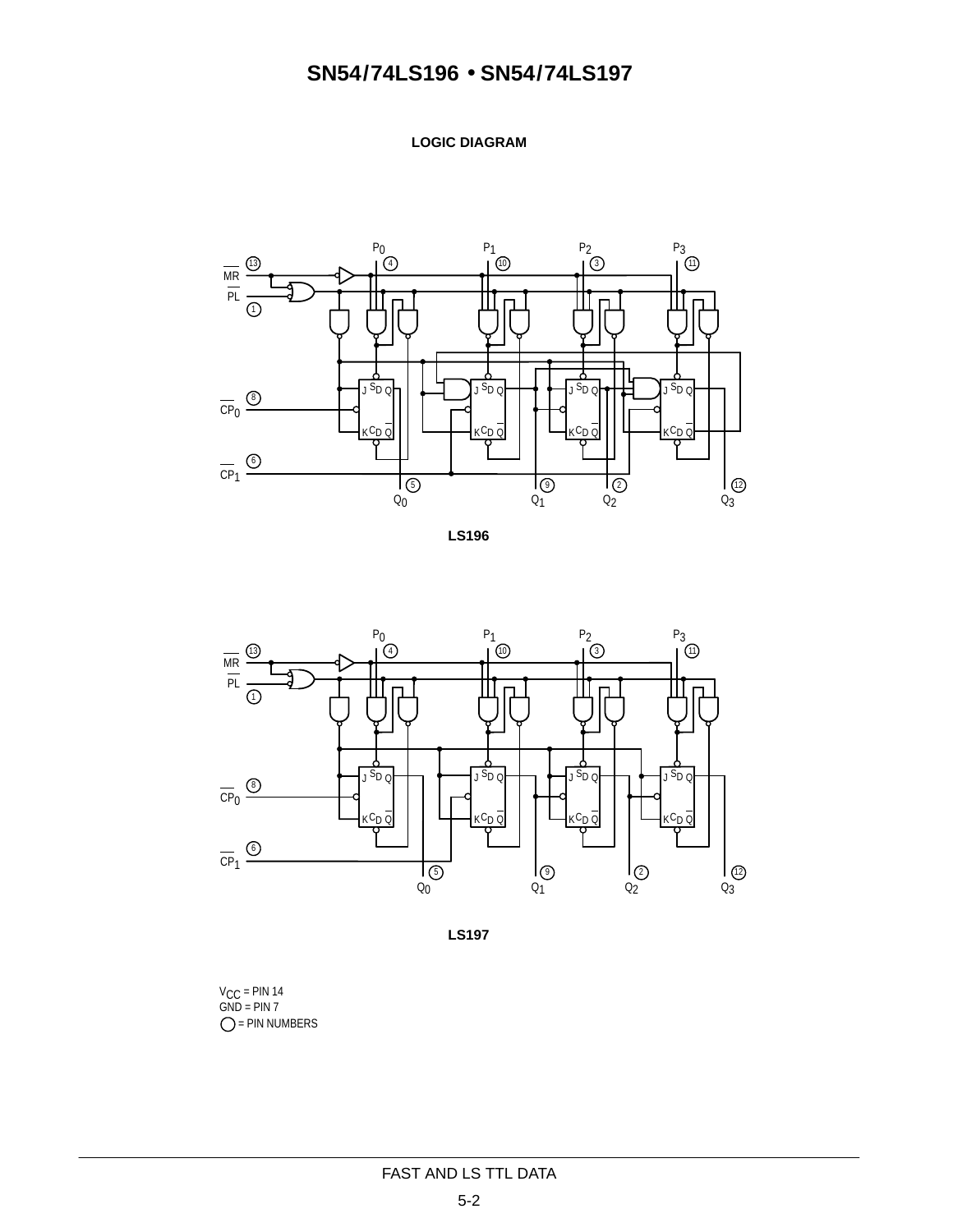# LOGIC DIAGRAM

LS196

LS197

$V_{CC}$ = PIN 14
GND = PIN 7
◯ = PIN NUMBERS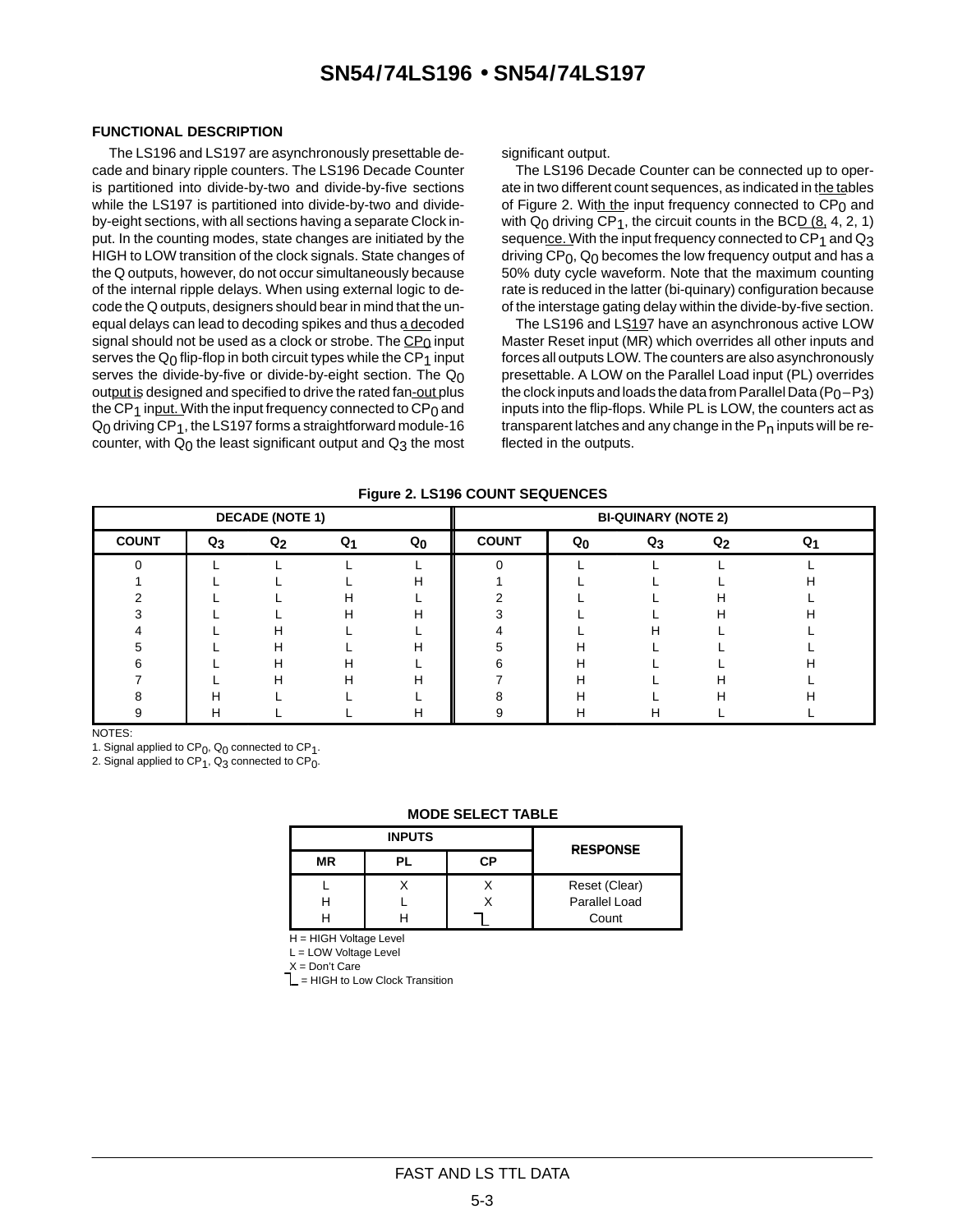## FUNCTIONAL DESCRIPTION

The LS196 and LS197 are asynchronously presettable decade and binary ripple counters. The LS196 Decade Counter is partitioned into divide-by-two and divide-by-five sections while the LS197 is partitioned into divide-by-two and divide-by-eight sections, with all sections having a separate Clock input. In the counting modes, state changes are initiated by the HIGH to LOW transition of the clock signals. State changes of the Q outputs, however, do not occur simultaneously because of the internal ripple delays. When using external logic to decode the Q outputs, designers should bear in mind that the unequal delays can lead to decoding spikes and thus a decoded signal should not be used as a clock or strobe. The $CP_0$ input serves the $Q_0$ flip-flop in both circuit types while the $CP_1$ input serves the divide-by-five or divide-by-eight section. The $Q_0$ output is designed and specified to drive the rated fan-out plus the $CP_1$ input. With the input frequency connected to $CP_0$ and $Q_0$ driving $CP_1$, the LS197 forms a straightforward module-16 counter, with $Q_0$ the least significant output and $Q_3$ the most significant output.

The LS196 Decade Counter can be connected up to operate in two different count sequences, as indicated in the tables of Figure 2. With the input frequency connected to $CP_0$ and with $Q_0$ driving $CP_1$, the circuit counts in the BCD (8, 4, 2, 1) sequence. With the input frequency connected to $CP_1$ and $Q_3$ driving $CP_0$, $Q_0$ becomes the low frequency output and has a 50% duty cycle waveform. Note that the maximum counting rate is reduced in the latter (bi-quinary) configuration because of the interstage gating delay within the divide-by-five section.

The LS196 and LS197 have an asynchronous active LOW Master Reset input (MR) which overrides all other inputs and forces all outputs LOW. The counters are also asynchronously presettable. A LOW on the Parallel Load input (PL) overrides the clock inputs and loads the data from Parallel Data ($P_0$–$P_3$) inputs into the flip-flops. While PL is LOW, the counters act as transparent latches and any change in the $P_n$ inputs will be reflected in the outputs.

**Figure 2. LS196 COUNT SEQUENCES**

| DECADE (NOTE 1) | | | | | BI-QUINARY (NOTE 2) | | | | |
|---|---|---|---|---|---|---|---|---|---|
| COUNT | $Q_3$ | $Q_2$ | $Q_1$ | $Q_0$ | COUNT | $Q_0$ | $Q_3$ | $Q_2$ | $Q_1$ |
| 0 | L | L | L | L | 0 | L | L | L | L |
| 1 | L | L | L | H | 1 | L | L | L | H |
| 2 | L | L | H | L | 2 | L | L | H | L |
| 3 | L | L | H | H | 3 | L | L | H | H |
| 4 | L | H | L | L | 4 | L | H | L | L |
| 5 | L | H | L | H | 5 | H | L | L | L |
| 6 | L | H | H | L | 6 | H | L | L | H |
| 7 | L | H | H | H | 7 | H | L | H | L |
| 8 | H | L | L | L | 8 | H | L | H | H |
| 9 | H | L | L | H | 9 | H | H | L | L |

NOTES:
1. Signal applied to $CP_0$, $Q_0$ connected to $CP_1$.
2. Signal applied to $CP_1$, $Q_3$ connected to $CP_0$.

**MODE SELECT TABLE**

| INPUTS | | | RESPONSE |
|---|---|---|---|
| MR | PL | CP | |
| L | X | X | Reset (Clear) |
| H | L | X | Parallel Load |
| H | H | ⌐_ | Count |

H = HIGH Voltage Level
L = LOW Voltage Level
X = Don't Care
⌐_ = HIGH to Low Clock Transition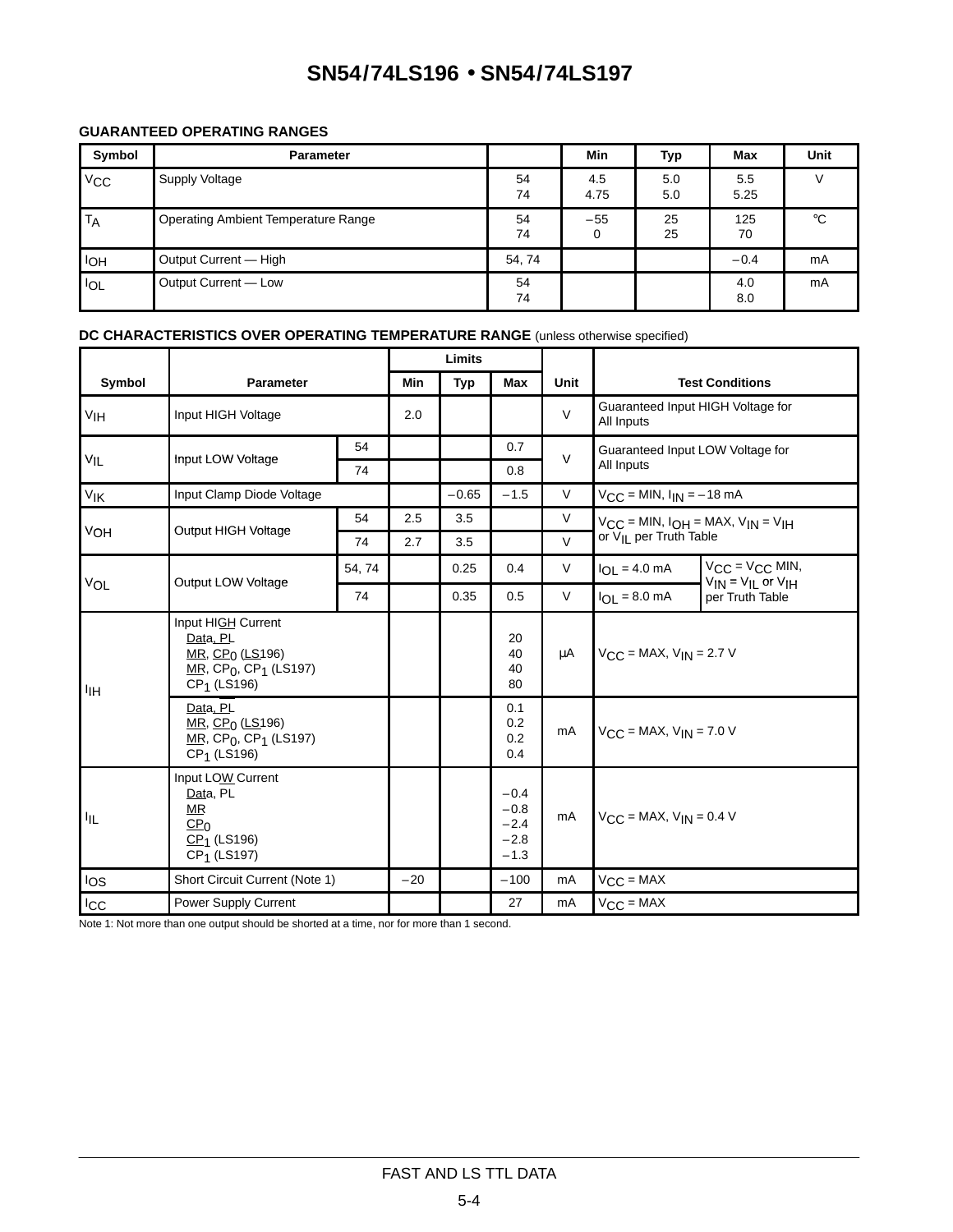# SN54/74LS196 • SN54/74LS197

## GUARANTEED OPERATING RANGES

| Symbol | Parameter | | Min | Typ | Max | Unit |
|---|---|---|---|---|---|---|
| $V_{CC}$ | Supply Voltage | 54<br>74 | 4.5<br>4.75 | 5.0<br>5.0 | 5.5<br>5.25 | V |
| $T_A$ | Operating Ambient Temperature Range | 54<br>74 | –55<br>0 | 25<br>25 | 125<br>70 | °C |
| $I_{OH}$ | Output Current — High | 54, 74 | | | –0.4 | mA |
| $I_{OL}$ | Output Current — Low | 54<br>74 | | | 4.0<br>8.0 | mA |

## DC CHARACTERISTICS OVER OPERATING TEMPERATURE RANGE (unless otherwise specified)

| Symbol | Parameter | | Limits Min | Limits Typ | Limits Max | Unit | Test Conditions | |
|---|---|---|---|---|---|---|---|---|
| $V_{IH}$ | Input HIGH Voltage | | 2.0 | | | V | Guaranteed Input HIGH Voltage for All Inputs | |
| $V_{IL}$ | Input LOW Voltage | 54 | | | 0.7 | V | Guaranteed Input LOW Voltage for All Inputs | |
| | | 74 | | | 0.8 | | | |
| $V_{IK}$ | Input Clamp Diode Voltage | | | –0.65 | –1.5 | V | $V_{CC}$ = MIN, $I_{IN}$ = –18 mA | |
| $V_{OH}$ | Output HIGH Voltage | 54 | 2.5 | 3.5 | | V | $V_{CC}$ = MIN, $I_{OH}$ = MAX, $V_{IN}$ = $V_{IH}$ or $V_{IL}$ per Truth Table | |
| | | 74 | 2.7 | 3.5 | | V | | |
| $V_{OL}$ | Output LOW Voltage | 54, 74 | | 0.25 | 0.4 | V | $I_{OL}$ = 4.0 mA | $V_{CC}$ = $V_{CC}$ MIN, $V_{IN}$ = $V_{IL}$ or $V_{IH}$ per Truth Table |
| | | 74 | | 0.35 | 0.5 | V | $I_{OL}$ = 8.0 mA | |
| $I_{IH}$ | Input HIGH Current<br>Data, $\overline{PL}$<br>$\overline{MR}$, $\overline{CP_0}$ (LS196)<br>$\overline{MR}$, $CP_0$, $CP_1$ (LS197)<br>$CP_1$ (LS196) | | | | 20<br>40<br>40<br>80 | µA | $V_{CC}$ = MAX, $V_{IN}$ = 2.7 V | |
| | Data, $\overline{PL}$<br>$\overline{MR}$, $\overline{CP_0}$ (LS196)<br>$\overline{MR}$, $CP_0$, $CP_1$ (LS197)<br>$CP_1$ (LS196) | | | | 0.1<br>0.2<br>0.2<br>0.4 | mA | $V_{CC}$ = MAX, $V_{IN}$ = 7.0 V | |
| $I_{IL}$ | Input LOW Current<br>Data, PL<br>$\overline{MR}$<br>$\overline{CP_0}$<br>$\overline{CP_1}$ (LS196)<br>$\overline{CP_1}$ (LS197) | | | | –0.4<br>–0.8<br>–2.4<br>–2.8<br>–1.3 | mA | $V_{CC}$ = MAX, $V_{IN}$ = 0.4 V | |
| $I_{OS}$ | Short Circuit Current (Note 1) | | –20 | | –100 | mA | $V_{CC}$ = MAX | |
| $I_{CC}$ | Power Supply Current | | | | 27 | mA | $V_{CC}$ = MAX | |

Note 1: Not more than one output should be shorted at a time, nor for more than 1 second.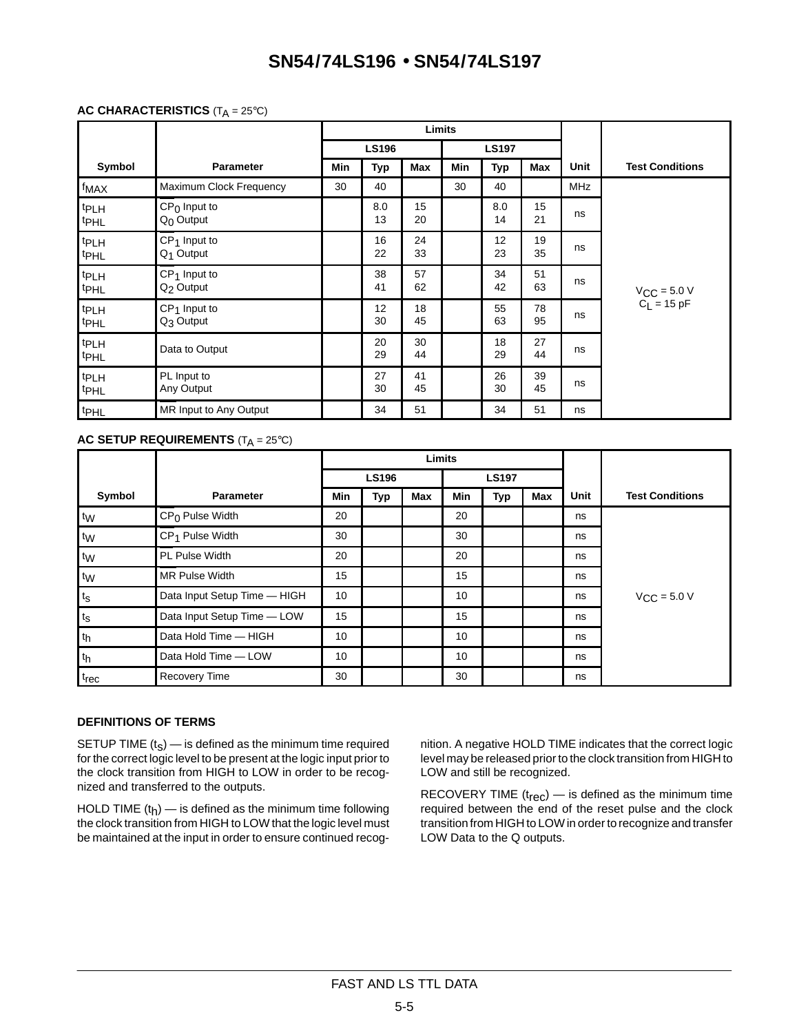## AC CHARACTERISTICS ($T_A$ = 25°C)

| | | Limits | | | | | | | |
|---|---|---|---|---|---|---|---|---|---|
| | | LS196 | | | LS197 | | | | |
| Symbol | Parameter | Min | Typ | Max | Min | Typ | Max | Unit | Test Conditions |
| $f_{MAX}$ | Maximum Clock Frequency | 30 | 40 | | 30 | 40 | | MHz | $V_{CC}$ = 5.0 V $C_L$ = 15 pF |
| $t_{PLH}$ $t_{PHL}$ | $\overline{CP_0}$ Input to $Q_0$ Output | | 8.0 13 | 15 20 | | 8.0 14 | 15 21 | ns | |
| $t_{PLH}$ $t_{PHL}$ | $\overline{CP_1}$ Input to $Q_1$ Output | | 16 22 | 24 33 | | 12 23 | 19 35 | ns | |
| $t_{PLH}$ $t_{PHL}$ | $\overline{CP_1}$ Input to $Q_2$ Output | | 38 41 | 57 62 | | 34 42 | 51 63 | ns | |
| $t_{PLH}$ $t_{PHL}$ | $\overline{CP_1}$ Input to $Q_3$ Output | | 12 30 | 18 45 | | 55 63 | 78 95 | ns | |
| $t_{PLH}$ $t_{PHL}$ | Data to Output | | 20 29 | 30 44 | | 18 29 | 27 44 | ns | |
| $t_{PLH}$ $t_{PHL}$ | $\overline{PL}$ Input to Any Output | | 27 30 | 41 45 | | 26 30 | 39 45 | ns | |
| $t_{PHL}$ | $\overline{MR}$ Input to Any Output | | 34 | 51 | | 34 | 51 | ns | |

## AC SETUP REQUIREMENTS ($T_A$ = 25°C)

| | | Limits | | | | | | | |
|---|---|---|---|---|---|---|---|---|---|
| | | LS196 | | | LS197 | | | | |
| Symbol | Parameter | Min | Typ | Max | Min | Typ | Max | Unit | Test Conditions |
| $t_W$ | $\overline{CP_0}$ Pulse Width | 20 | | | 20 | | | ns | $V_{CC}$ = 5.0 V |
| $t_W$ | $\overline{CP_1}$ Pulse Width | 30 | | | 30 | | | ns | |
| $t_W$ | $\overline{PL}$ Pulse Width | 20 | | | 20 | | | ns | |
| $t_W$ | $\overline{MR}$ Pulse Width | 15 | | | 15 | | | ns | |
| $t_s$ | Data Input Setup Time — HIGH | 10 | | | 10 | | | ns | |
| $t_s$ | Data Input Setup Time — LOW | 15 | | | 15 | | | ns | |
| $t_h$ | Data Hold Time — HIGH | 10 | | | 10 | | | ns | |
| $t_h$ | Data Hold Time — LOW | 10 | | | 10 | | | ns | |
| $t_{rec}$ | Recovery Time | 30 | | | 30 | | | ns | |

### DEFINITIONS OF TERMS

SETUP TIME ($t_s$) — is defined as the minimum time required for the correct logic level to be present at the logic input prior to the clock transition from HIGH to LOW in order to be recognized and transferred to the outputs.

HOLD TIME ($t_h$) — is defined as the minimum time following the clock transition from HIGH to LOW that the logic level must be maintained at the input in order to ensure continued recognition. A negative HOLD TIME indicates that the correct logic level may be released prior to the clock transition from HIGH to LOW and still be recognized.

RECOVERY TIME ($t_{rec}$) — is defined as the minimum time required between the end of the reset pulse and the clock transition from HIGH to LOW in order to recognize and transfer LOW Data to the Q outputs.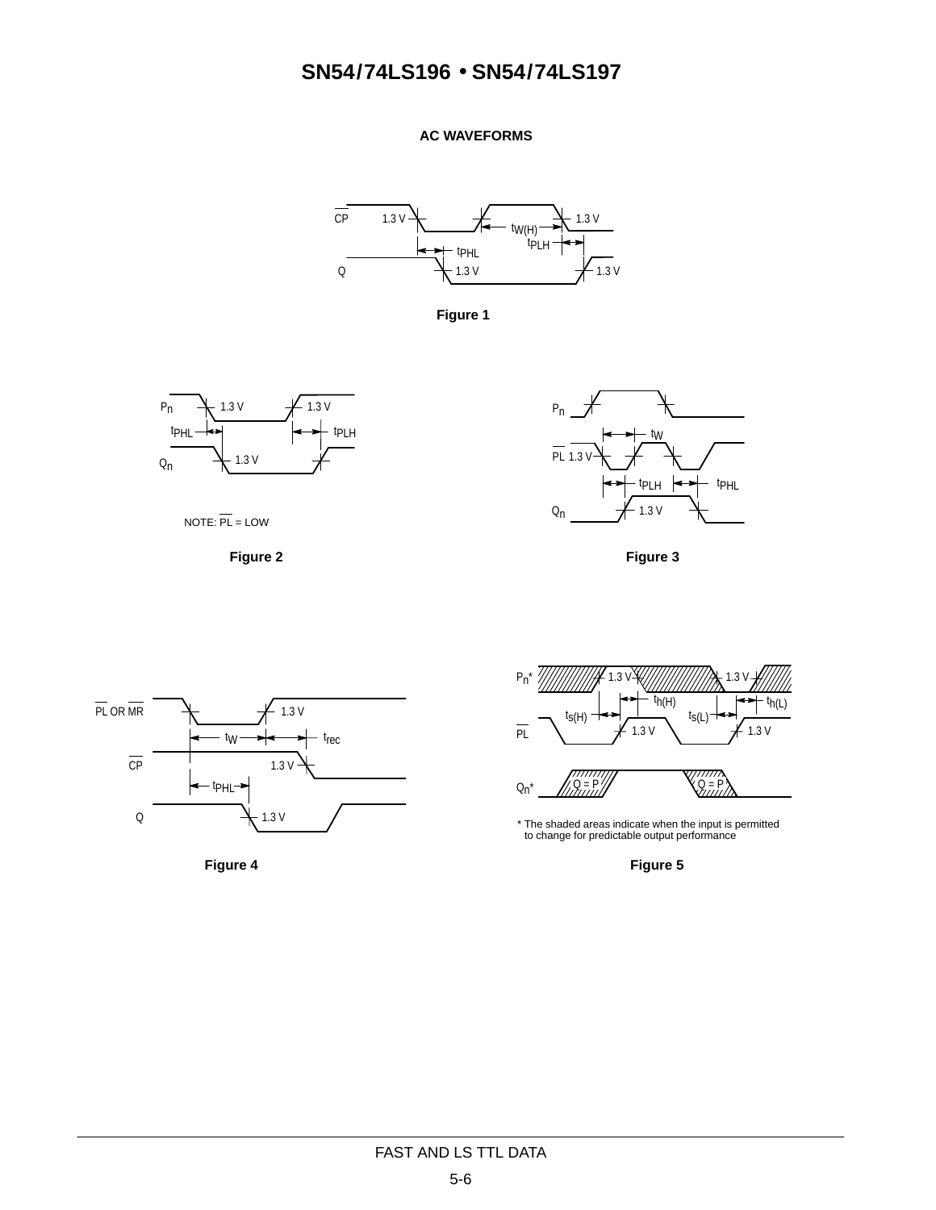## AC WAVEFORMS

CP
1.3 V
1.3 V
$t_{W(H)}$
$t_{PLH}$
$t_{PHL}$
Q
1.3 V
1.3 V

**Figure 1**

$P_n$
1.3 V
1.3 V
$t_{PHL}$
$t_{PLH}$
$Q_n$
1.3 V

NOTE: PL = LOW

**Figure 2**

$P_n$
$t_W$
PL 1.3 V
$t_{PLH}$
$t_{PHL}$
$Q_n$
1.3 V

**Figure 3**

PL OR MR
1.3 V
$t_W$
$t_{rec}$
CP
1.3 V
$t_{PHL}$
Q
1.3 V

**Figure 4**

$P_n$*
1.3 V
1.3 V
$t_{h(H)}$
$t_{h(L)}$
$t_{s(H)}$
$t_{s(L)}$
PL
1.3 V
1.3 V
$Q_n$*
Q = P
Q = P

* The shaded areas indicate when the input is permitted to change for predictable output performance

**Figure 5**